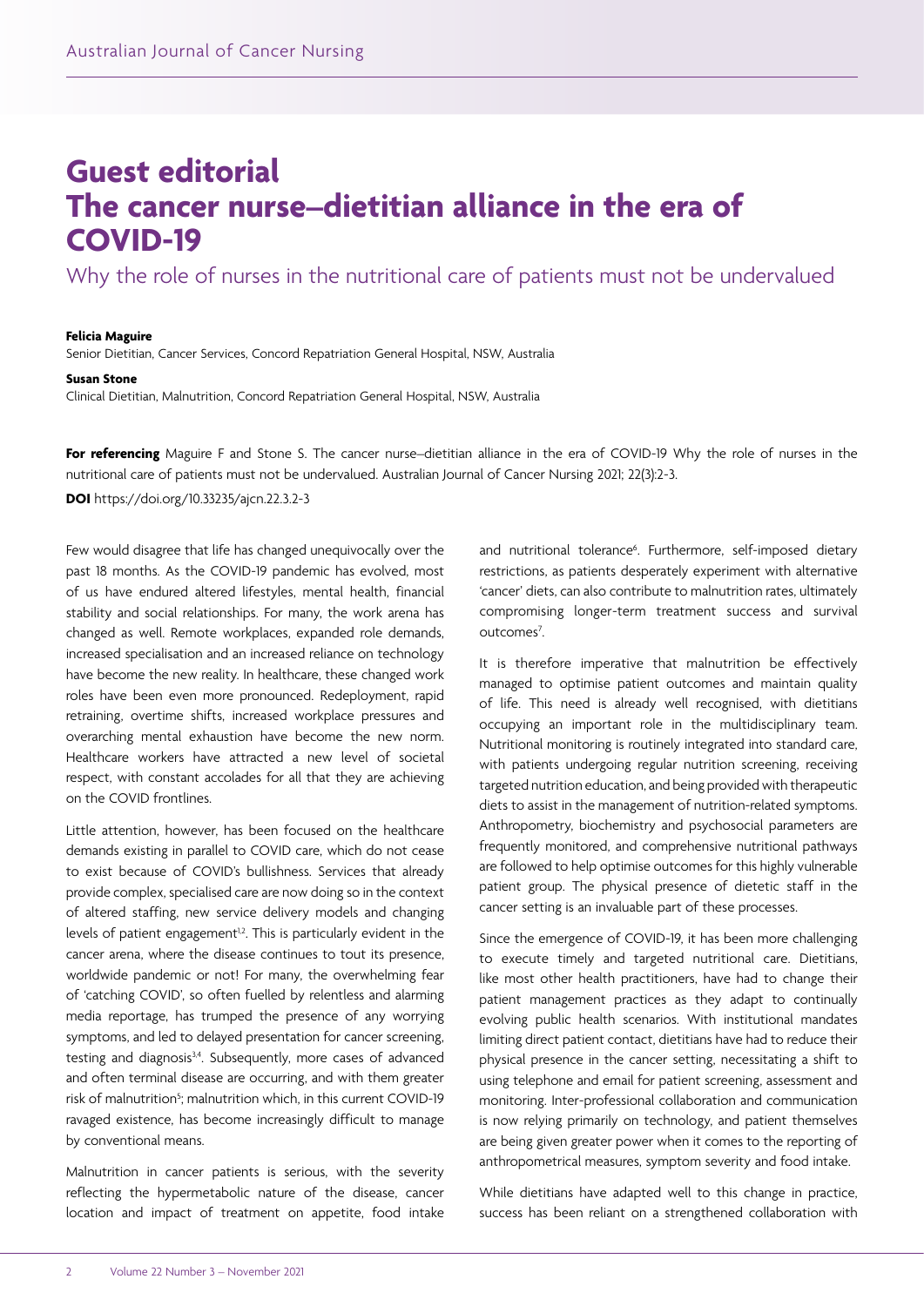# Guest editorial
# The cancer nurse–dietitian alliance in the era of COVID-19

## Why the role of nurses in the nutritional care of patients must not be undervalued

**Felicia Maguire**
Senior Dietitian, Cancer Services, Concord Repatriation General Hospital, NSW, Australia

**Susan Stone**
Clinical Dietitian, Malnutrition, Concord Repatriation General Hospital, NSW, Australia

**For referencing** Maguire F and Stone S. The cancer nurse–dietitian alliance in the era of COVID-19 Why the role of nurses in the nutritional care of patients must not be undervalued. Australian Journal of Cancer Nursing 2021; 22(3):2-3.

**DOI** https://doi.org/10.33235/ajcn.22.3.2-3

Few would disagree that life has changed unequivocally over the past 18 months. As the COVID-19 pandemic has evolved, most of us have endured altered lifestyles, mental health, financial stability and social relationships. For many, the work arena has changed as well. Remote workplaces, expanded role demands, increased specialisation and an increased reliance on technology have become the new reality. In healthcare, these changed work roles have been even more pronounced. Redeployment, rapid retraining, overtime shifts, increased workplace pressures and overarching mental exhaustion have become the new norm. Healthcare workers have attracted a new level of societal respect, with constant accolades for all that they are achieving on the COVID frontlines.

Little attention, however, has been focused on the healthcare demands existing in parallel to COVID care, which do not cease to exist because of COVID's bullishness. Services that already provide complex, specialised care are now doing so in the context of altered staffing, new service delivery models and changing levels of patient engagement[1,2]. This is particularly evident in the cancer arena, where the disease continues to tout its presence, worldwide pandemic or not! For many, the overwhelming fear of 'catching COVID', so often fuelled by relentless and alarming media reportage, has trumped the presence of any worrying symptoms, and led to delayed presentation for cancer screening, testing and diagnosis[3,4]. Subsequently, more cases of advanced and often terminal disease are occurring, and with them greater risk of malnutrition[5]; malnutrition which, in this current COVID-19 ravaged existence, has become increasingly difficult to manage by conventional means.

Malnutrition in cancer patients is serious, with the severity reflecting the hypermetabolic nature of the disease, cancer location and impact of treatment on appetite, food intake and nutritional tolerance[6]. Furthermore, self-imposed dietary restrictions, as patients desperately experiment with alternative 'cancer' diets, can also contribute to malnutrition rates, ultimately compromising longer-term treatment success and survival outcomes[7].

It is therefore imperative that malnutrition be effectively managed to optimise patient outcomes and maintain quality of life. This need is already well recognised, with dietitians occupying an important role in the multidisciplinary team. Nutritional monitoring is routinely integrated into standard care, with patients undergoing regular nutrition screening, receiving targeted nutrition education, and being provided with therapeutic diets to assist in the management of nutrition-related symptoms. Anthropometry, biochemistry and psychosocial parameters are frequently monitored, and comprehensive nutritional pathways are followed to help optimise outcomes for this highly vulnerable patient group. The physical presence of dietetic staff in the cancer setting is an invaluable part of these processes.

Since the emergence of COVID-19, it has been more challenging to execute timely and targeted nutritional care. Dietitians, like most other health practitioners, have had to change their patient management practices as they adapt to continually evolving public health scenarios. With institutional mandates limiting direct patient contact, dietitians have had to reduce their physical presence in the cancer setting, necessitating a shift to using telephone and email for patient screening, assessment and monitoring. Inter-professional collaboration and communication is now relying primarily on technology, and patient themselves are being given greater power when it comes to the reporting of anthropometrical measures, symptom severity and food intake.

While dietitians have adapted well to this change in practice, success has been reliant on a strengthened collaboration with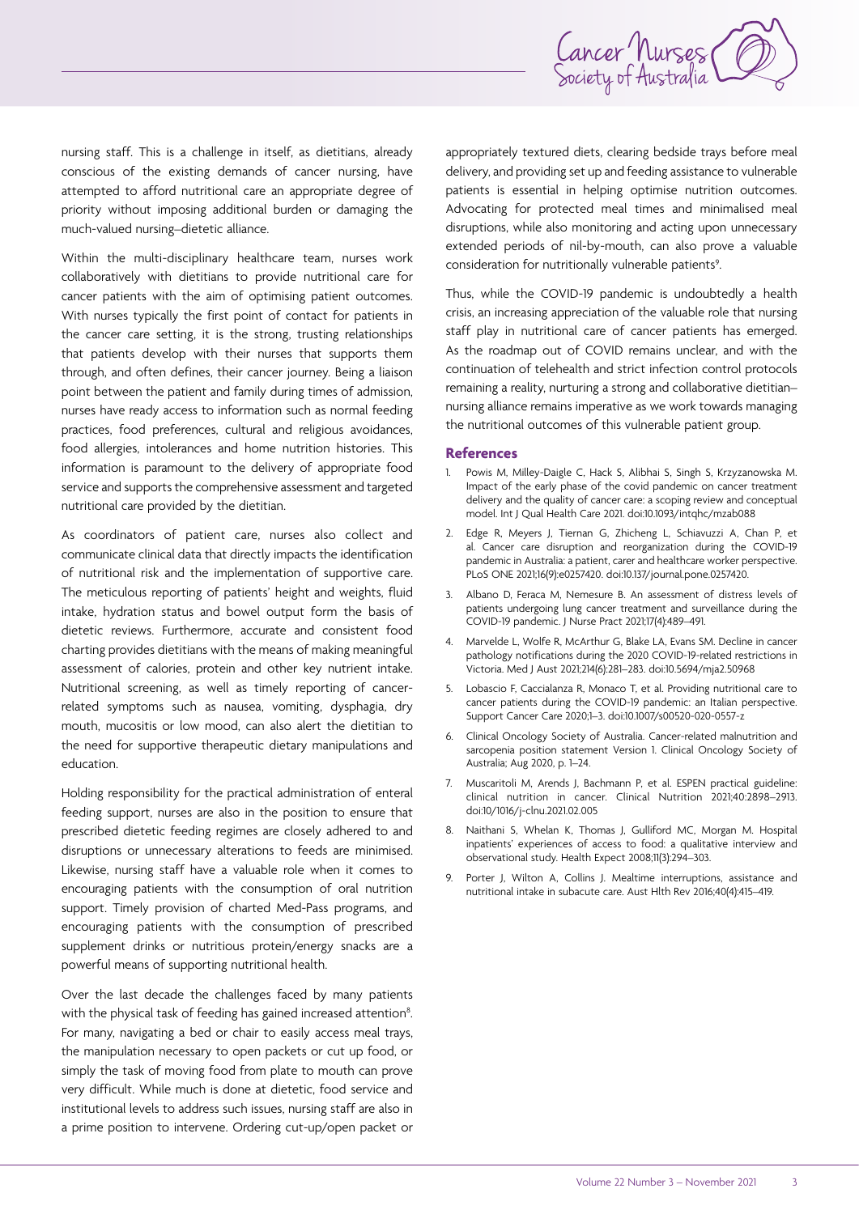nursing staff. This is a challenge in itself, as dietitians, already conscious of the existing demands of cancer nursing, have attempted to afford nutritional care an appropriate degree of priority without imposing additional burden or damaging the much-valued nursing–dietetic alliance.

Within the multi-disciplinary healthcare team, nurses work collaboratively with dietitians to provide nutritional care for cancer patients with the aim of optimising patient outcomes. With nurses typically the first point of contact for patients in the cancer care setting, it is the strong, trusting relationships that patients develop with their nurses that supports them through, and often defines, their cancer journey. Being a liaison point between the patient and family during times of admission, nurses have ready access to information such as normal feeding practices, food preferences, cultural and religious avoidances, food allergies, intolerances and home nutrition histories. This information is paramount to the delivery of appropriate food service and supports the comprehensive assessment and targeted nutritional care provided by the dietitian.

As coordinators of patient care, nurses also collect and communicate clinical data that directly impacts the identification of nutritional risk and the implementation of supportive care. The meticulous reporting of patients' height and weights, fluid intake, hydration status and bowel output form the basis of dietetic reviews. Furthermore, accurate and consistent food charting provides dietitians with the means of making meaningful assessment of calories, protein and other key nutrient intake. Nutritional screening, as well as timely reporting of cancer-related symptoms such as nausea, vomiting, dysphagia, dry mouth, mucositis or low mood, can also alert the dietitian to the need for supportive therapeutic dietary manipulations and education.

Holding responsibility for the practical administration of enteral feeding support, nurses are also in the position to ensure that prescribed dietetic feeding regimes are closely adhered to and disruptions or unnecessary alterations to feeds are minimised. Likewise, nursing staff have a valuable role when it comes to encouraging patients with the consumption of oral nutrition support. Timely provision of charted Med-Pass programs, and encouraging patients with the consumption of prescribed supplement drinks or nutritious protein/energy snacks are a powerful means of supporting nutritional health.

Over the last decade the challenges faced by many patients with the physical task of feeding has gained increased attention[8]. For many, navigating a bed or chair to easily access meal trays, the manipulation necessary to open packets or cut up food, or simply the task of moving food from plate to mouth can prove very difficult. While much is done at dietetic, food service and institutional levels to address such issues, nursing staff are also in a prime position to intervene. Ordering cut-up/open packet or appropriately textured diets, clearing bedside trays before meal delivery, and providing set up and feeding assistance to vulnerable patients is essential in helping optimise nutrition outcomes. Advocating for protected meal times and minimalised meal disruptions, while also monitoring and acting upon unnecessary extended periods of nil-by-mouth, can also prove a valuable consideration for nutritionally vulnerable patients[9].

Thus, while the COVID-19 pandemic is undoubtedly a health crisis, an increasing appreciation of the valuable role that nursing staff play in nutritional care of cancer patients has emerged. As the roadmap out of COVID remains unclear, and with the continuation of telehealth and strict infection control protocols remaining a reality, nurturing a strong and collaborative dietitian–nursing alliance remains imperative as we work towards managing the nutritional outcomes of this vulnerable patient group.

## References

1. Powis M, Milley-Daigle C, Hack S, Alibhai S, Singh S, Krzyzanowska M. Impact of the early phase of the covid pandemic on cancer treatment delivery and the quality of cancer care: a scoping review and conceptual model. Int J Qual Health Care 2021. doi:10.1093/intqhc/mzab088
2. Edge R, Meyers J, Tiernan G, Zhicheng L, Schiavuzzi A, Chan P, et al. Cancer care disruption and reorganization during the COVID-19 pandemic in Australia: a patient, carer and healthcare worker perspective. PLoS ONE 2021;16(9):e0257420. doi:10.137/journal.pone.0257420.
3. Albano D, Feraca M, Nemesure B. An assessment of distress levels of patients undergoing lung cancer treatment and surveillance during the COVID-19 pandemic. J Nurse Pract 2021;17(4):489–491.
4. Marvelde L, Wolfe R, McArthur G, Blake LA, Evans SM. Decline in cancer pathology notifications during the 2020 COVID-19-related restrictions in Victoria. Med J Aust 2021;214(6):281–283. doi:10.5694/mja2.50968
5. Lobascio F, Caccialanza R, Monaco T, et al. Providing nutritional care to cancer patients during the COVID-19 pandemic: an Italian perspective. Support Cancer Care 2020;1–3. doi:10.1007/s00520-020-0557-z
6. Clinical Oncology Society of Australia. Cancer-related malnutrition and sarcopenia position statement Version 1. Clinical Oncology Society of Australia; Aug 2020, p. 1–24.
7. Muscaritoli M, Arends J, Bachmann P, et al. ESPEN practical guideline: clinical nutrition in cancer. Clinical Nutrition 2021;40:2898–2913. doi:10/1016/j-clnu.2021.02.005
8. Naithani S, Whelan K, Thomas J, Gulliford MC, Morgan M. Hospital inpatients' experiences of access to food: a qualitative interview and observational study. Health Expect 2008;11(3):294–303.
9. Porter J, Wilton A, Collins J. Mealtime interruptions, assistance and nutritional intake in subacute care. Aust Hlth Rev 2016;40(4):415–419.